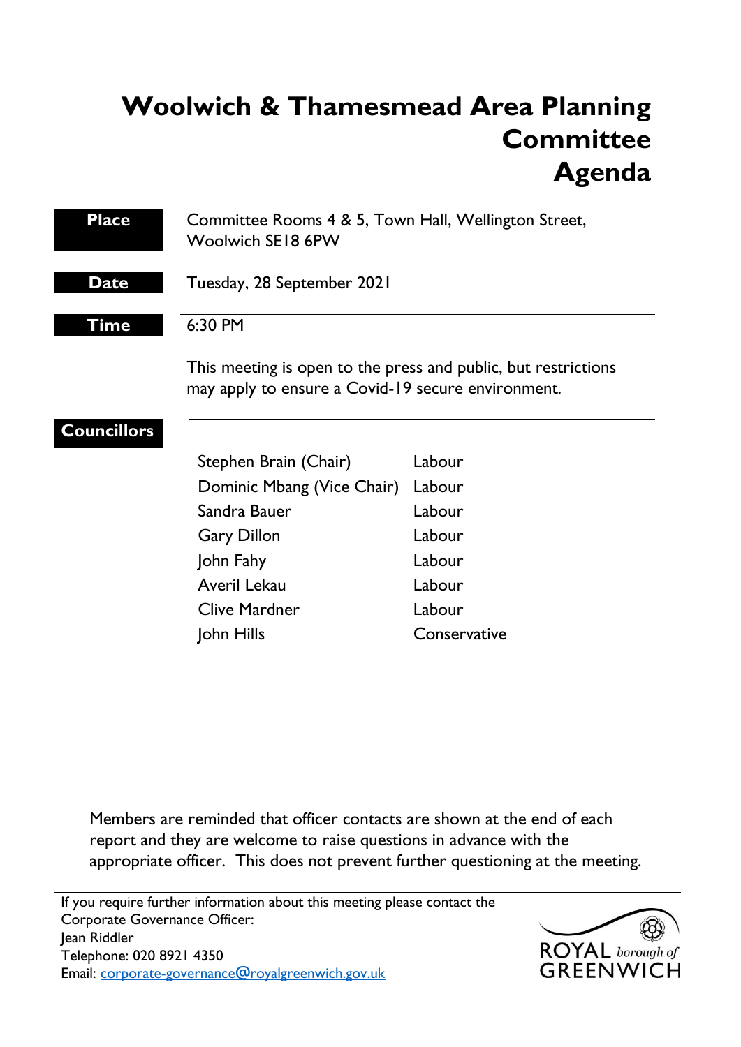# Woolwich & Thamesmead Area Planning Committee Agenda

| | |
|---|---|
| **Place** | Committee Rooms 4 & 5, Town Hall, Wellington Street, Woolwich SE18 6PW |
| **Date** | Tuesday, 28 September 2021 |
| **Time** | 6:30 PM |

This meeting is open to the press and public, but restrictions may apply to ensure a Covid-19 secure environment.

**Councillors**

| | |
|---|---|
| Stephen Brain (Chair) | Labour |
| Dominic Mbang (Vice Chair) | Labour |
| Sandra Bauer | Labour |
| Gary Dillon | Labour |
| John Fahy | Labour |
| Averil Lekau | Labour |
| Clive Mardner | Labour |
| John Hills | Conservative |

Members are reminded that officer contacts are shown at the end of each report and they are welcome to raise questions in advance with the appropriate officer. This does not prevent further questioning at the meeting.

If you require further information about this meeting please contact the Corporate Governance Officer:
Jean Riddler
Telephone: 020 8921 4350
Email: corporate-governance@royalgreenwich.gov.uk

ROYAL borough of GREENWICH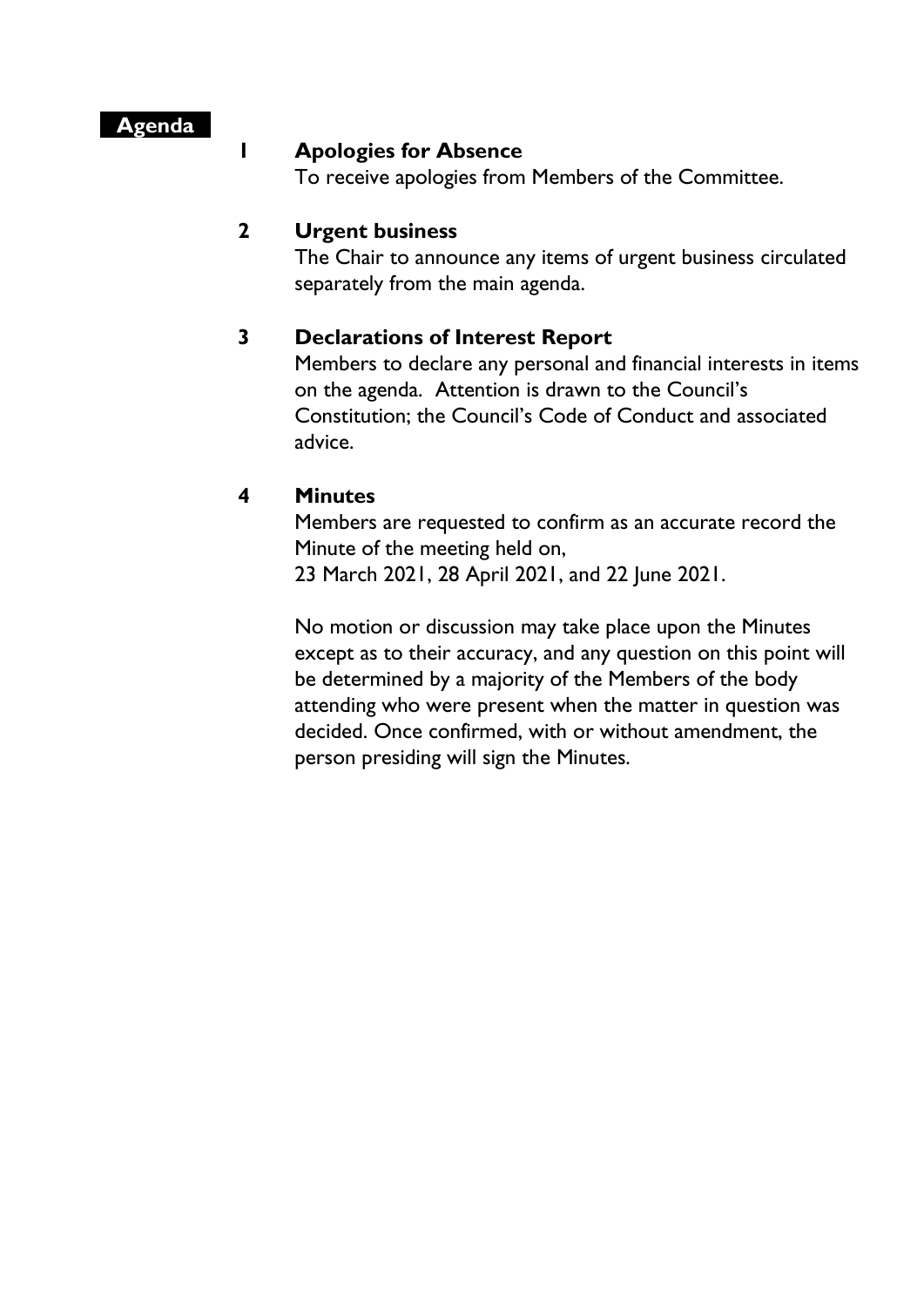## Agenda

**1 Apologies for Absence**

To receive apologies from Members of the Committee.

**2 Urgent business**

The Chair to announce any items of urgent business circulated separately from the main agenda.

**3 Declarations of Interest Report**

Members to declare any personal and financial interests in items on the agenda. Attention is drawn to the Council's Constitution; the Council's Code of Conduct and associated advice.

**4 Minutes**

Members are requested to confirm as an accurate record the Minute of the meeting held on,
23 March 2021, 28 April 2021, and 22 June 2021.

No motion or discussion may take place upon the Minutes except as to their accuracy, and any question on this point will be determined by a majority of the Members of the body attending who were present when the matter in question was decided. Once confirmed, with or without amendment, the person presiding will sign the Minutes.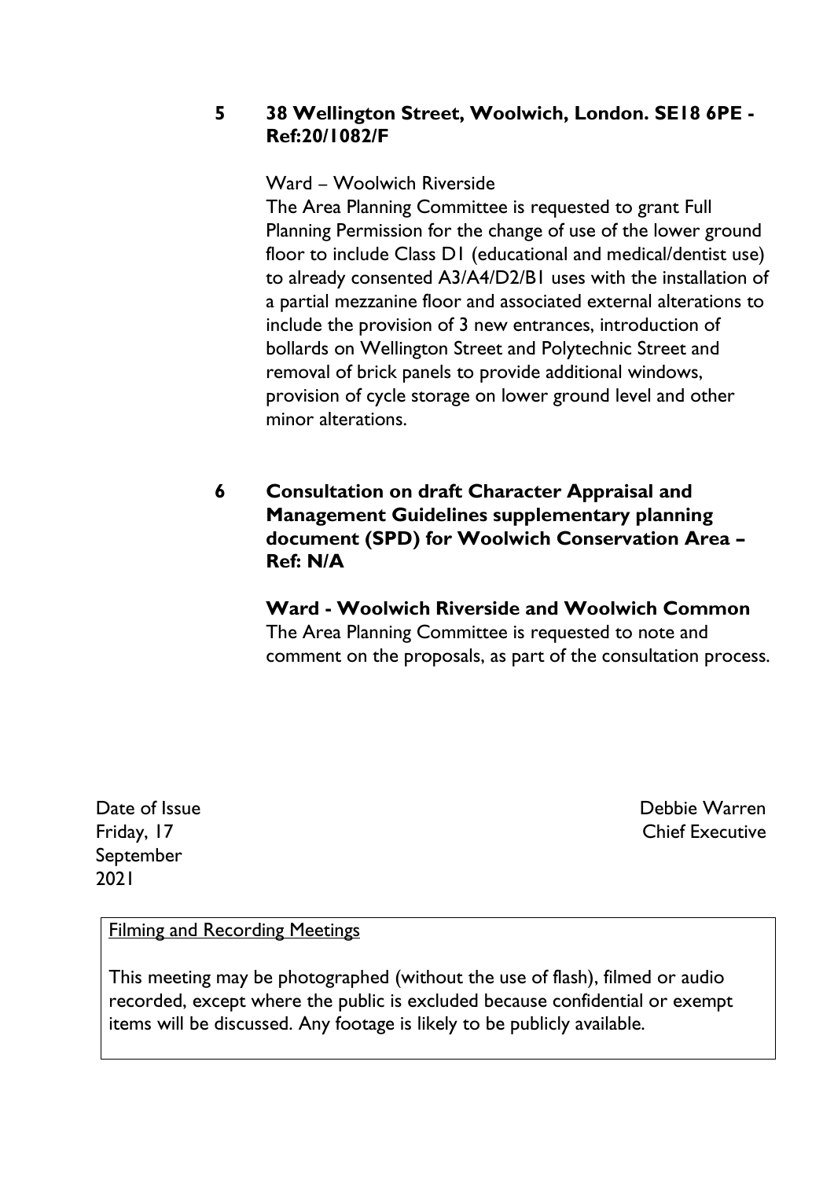**5 38 Wellington Street, Woolwich, London. SE18 6PE - Ref:20/1082/F**

Ward – Woolwich Riverside

The Area Planning Committee is requested to grant Full Planning Permission for the change of use of the lower ground floor to include Class D1 (educational and medical/dentist use) to already consented A3/A4/D2/B1 uses with the installation of a partial mezzanine floor and associated external alterations to include the provision of 3 new entrances, introduction of bollards on Wellington Street and Polytechnic Street and removal of brick panels to provide additional windows, provision of cycle storage on lower ground level and other minor alterations.

**6 Consultation on draft Character Appraisal and Management Guidelines supplementary planning document (SPD) for Woolwich Conservation Area – Ref: N/A**

**Ward - Woolwich Riverside and Woolwich Common**

The Area Planning Committee is requested to note and comment on the proposals, as part of the consultation process.

Date of Issue
Friday, 17 September 2021

Debbie Warren
Chief Executive

Filming and Recording Meetings

This meeting may be photographed (without the use of flash), filmed or audio recorded, except where the public is excluded because confidential or exempt items will be discussed. Any footage is likely to be publicly available.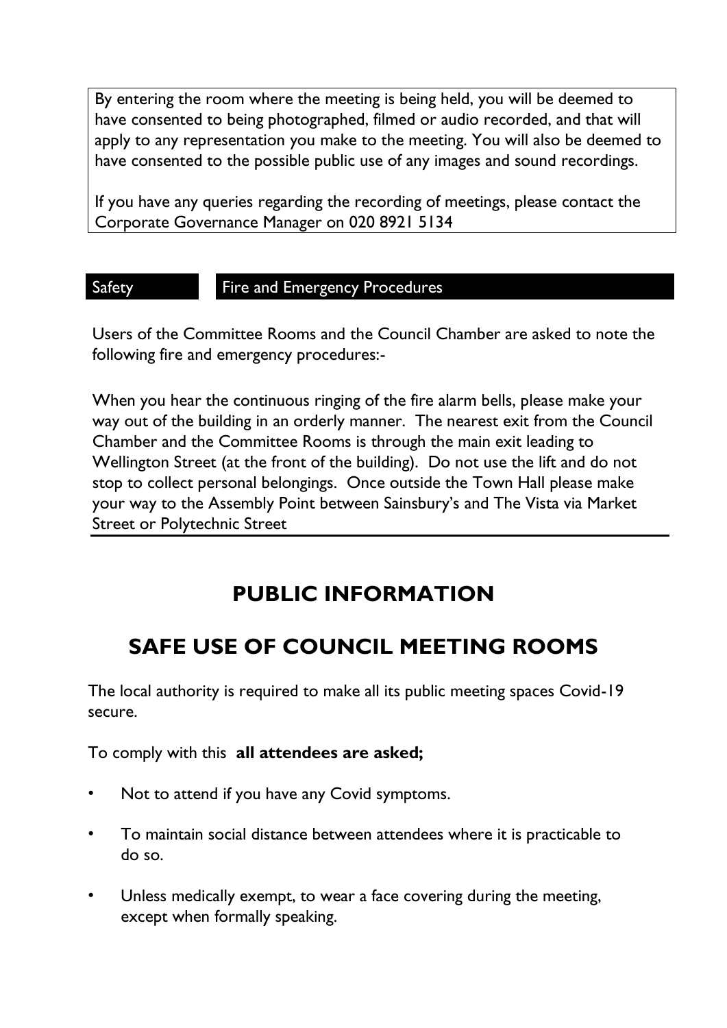By entering the room where the meeting is being held, you will be deemed to have consented to being photographed, filmed or audio recorded, and that will apply to any representation you make to the meeting. You will also be deemed to have consented to the possible public use of any images and sound recordings.

If you have any queries regarding the recording of meetings, please contact the Corporate Governance Manager on 020 8921 5134

| Safety | Fire and Emergency Procedures |
| --- | --- |

Users of the Committee Rooms and the Council Chamber are asked to note the following fire and emergency procedures:-

When you hear the continuous ringing of the fire alarm bells, please make your way out of the building in an orderly manner. The nearest exit from the Council Chamber and the Committee Rooms is through the main exit leading to Wellington Street (at the front of the building). Do not use the lift and do not stop to collect personal belongings. Once outside the Town Hall please make your way to the Assembly Point between Sainsbury's and The Vista via Market Street or Polytechnic Street

# PUBLIC INFORMATION

# SAFE USE OF COUNCIL MEETING ROOMS

The local authority is required to make all its public meeting spaces Covid-19 secure.

To comply with this **all attendees are asked;**

- Not to attend if you have any Covid symptoms.
- To maintain social distance between attendees where it is practicable to do so.
- Unless medically exempt, to wear a face covering during the meeting, except when formally speaking.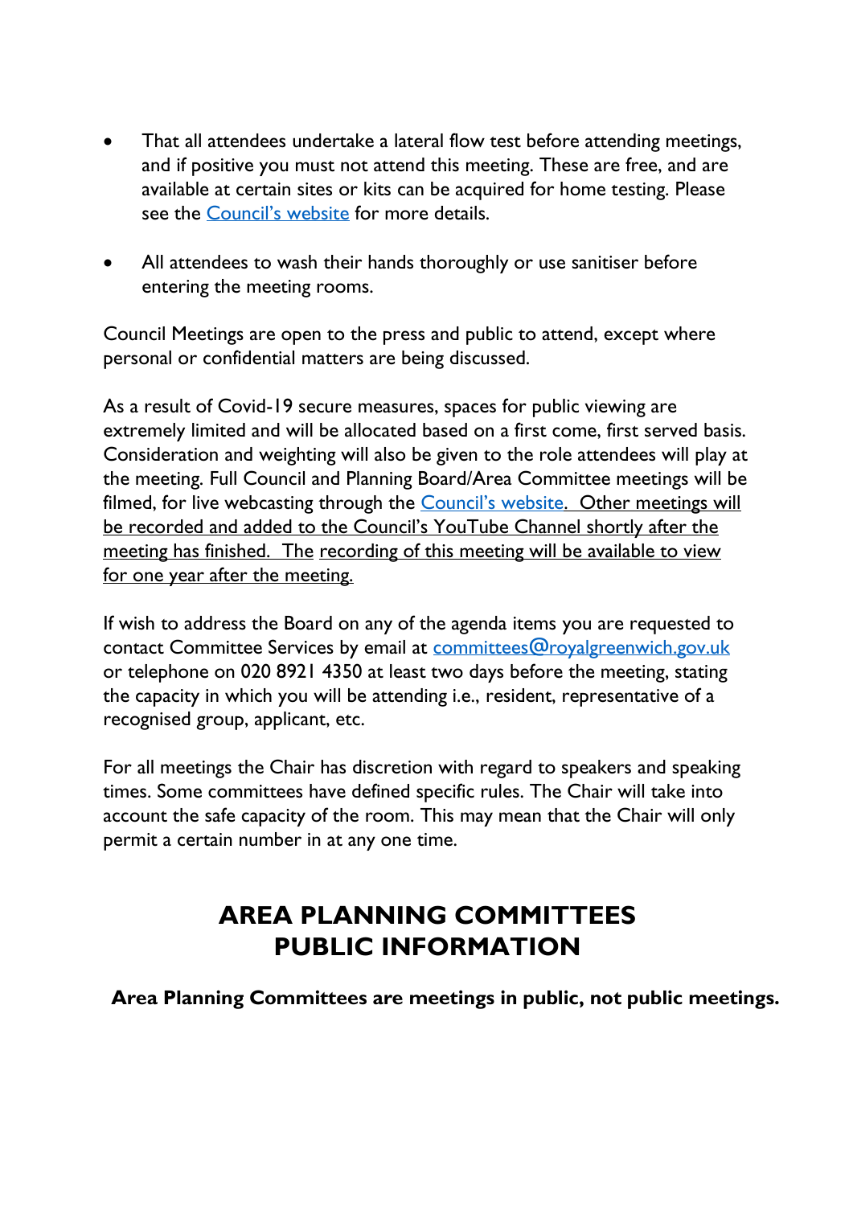- That all attendees undertake a lateral flow test before attending meetings, and if positive you must not attend this meeting. These are free, and are available at certain sites or kits can be acquired for home testing. Please see the Council's website for more details.

- All attendees to wash their hands thoroughly or use sanitiser before entering the meeting rooms.

Council Meetings are open to the press and public to attend, except where personal or confidential matters are being discussed.

As a result of Covid-19 secure measures, spaces for public viewing are extremely limited and will be allocated based on a first come, first served basis. Consideration and weighting will also be given to the role attendees will play at the meeting. Full Council and Planning Board/Area Committee meetings will be filmed, for live webcasting through the Council's website. Other meetings will be recorded and added to the Council's YouTube Channel shortly after the meeting has finished. The recording of this meeting will be available to view for one year after the meeting.

If wish to address the Board on any of the agenda items you are requested to contact Committee Services by email at committees@royalgreenwich.gov.uk or telephone on 020 8921 4350 at least two days before the meeting, stating the capacity in which you will be attending i.e., resident, representative of a recognised group, applicant, etc.

For all meetings the Chair has discretion with regard to speakers and speaking times. Some committees have defined specific rules. The Chair will take into account the safe capacity of the room. This may mean that the Chair will only permit a certain number in at any one time.

# AREA PLANNING COMMITTEES PUBLIC INFORMATION

**Area Planning Committees are meetings in public, not public meetings.**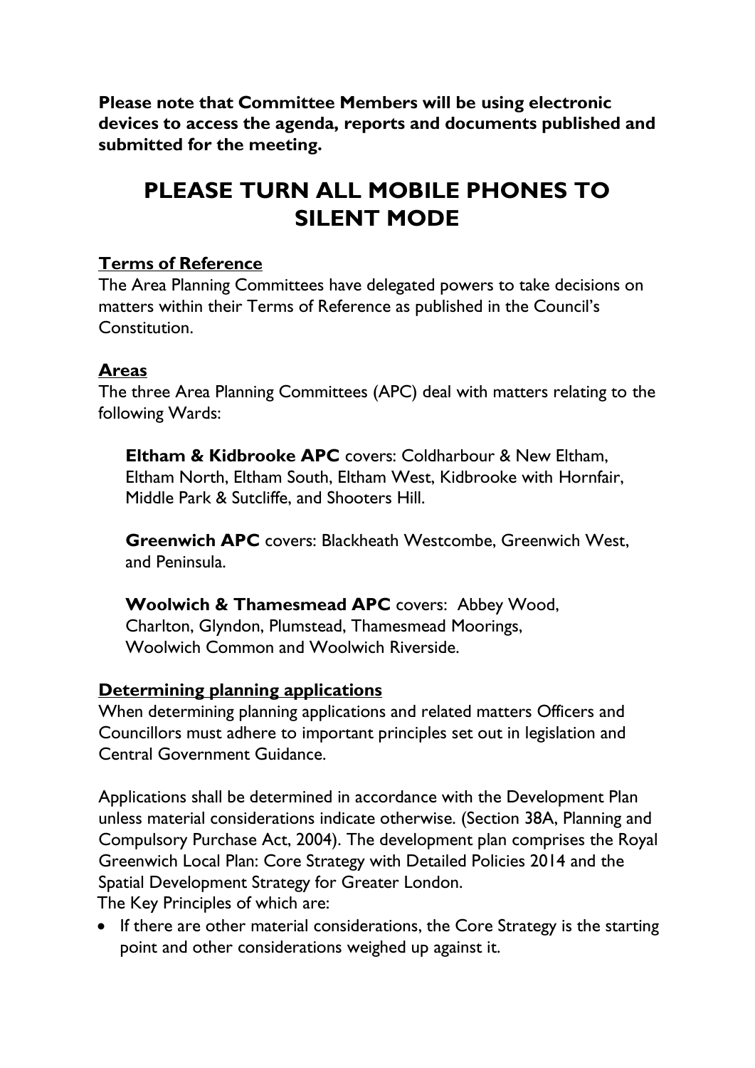**Please note that Committee Members will be using electronic devices to access the agenda, reports and documents published and submitted for the meeting.**

# PLEASE TURN ALL MOBILE PHONES TO SILENT MODE

## Terms of Reference

The Area Planning Committees have delegated powers to take decisions on matters within their Terms of Reference as published in the Council's Constitution.

## Areas

The three Area Planning Committees (APC) deal with matters relating to the following Wards:

**Eltham & Kidbrooke APC** covers: Coldharbour & New Eltham, Eltham North, Eltham South, Eltham West, Kidbrooke with Hornfair, Middle Park & Sutcliffe, and Shooters Hill.

**Greenwich APC** covers: Blackheath Westcombe, Greenwich West, and Peninsula.

**Woolwich & Thamesmead APC** covers: Abbey Wood, Charlton, Glyndon, Plumstead, Thamesmead Moorings, Woolwich Common and Woolwich Riverside.

## Determining planning applications

When determining planning applications and related matters Officers and Councillors must adhere to important principles set out in legislation and Central Government Guidance.

Applications shall be determined in accordance with the Development Plan unless material considerations indicate otherwise. (Section 38A, Planning and Compulsory Purchase Act, 2004). The development plan comprises the Royal Greenwich Local Plan: Core Strategy with Detailed Policies 2014 and the Spatial Development Strategy for Greater London.
The Key Principles of which are:

- If there are other material considerations, the Core Strategy is the starting point and other considerations weighed up against it.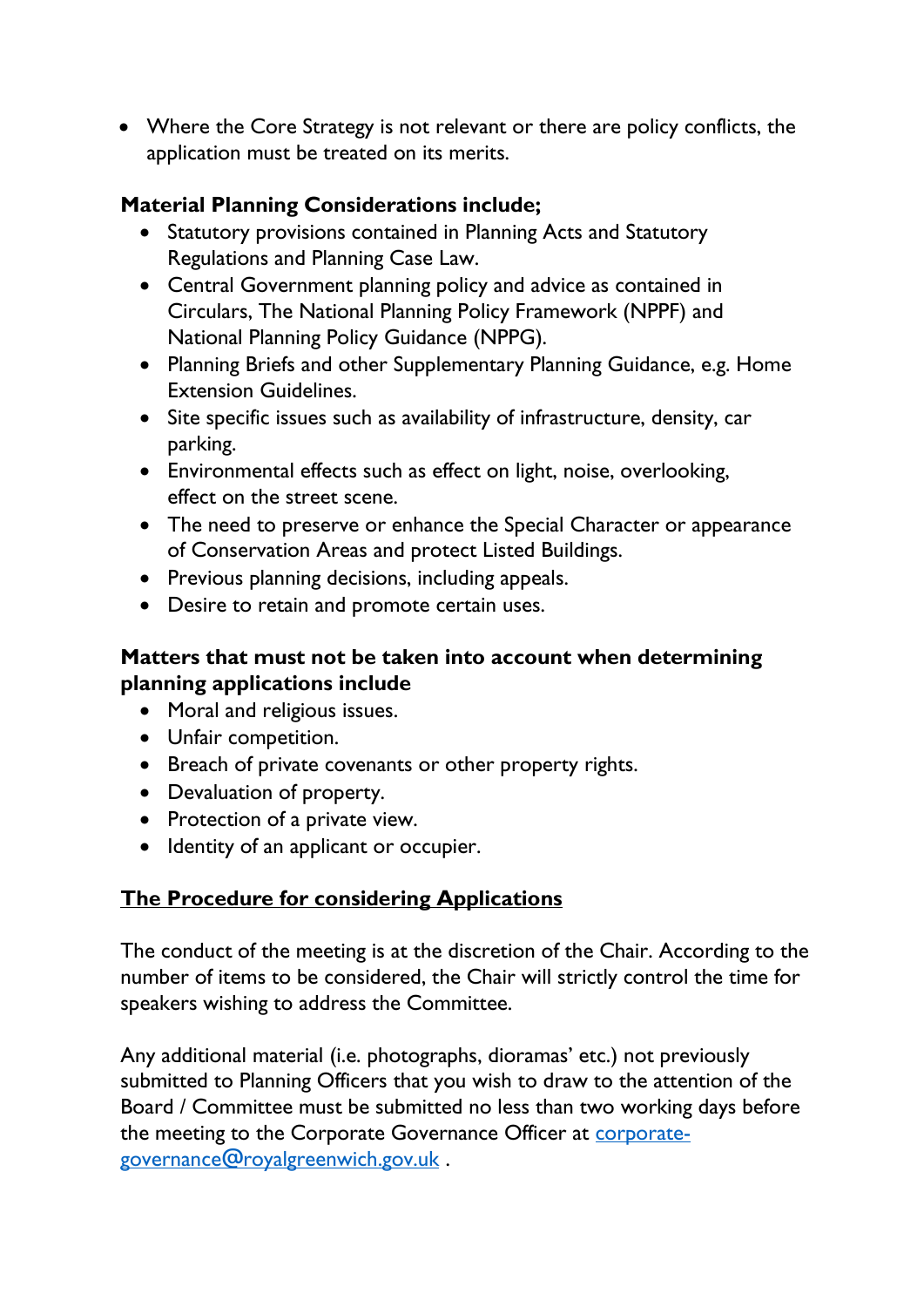- Where the Core Strategy is not relevant or there are policy conflicts, the application must be treated on its merits.

**Material Planning Considerations include;**

- Statutory provisions contained in Planning Acts and Statutory Regulations and Planning Case Law.
- Central Government planning policy and advice as contained in Circulars, The National Planning Policy Framework (NPPF) and National Planning Policy Guidance (NPPG).
- Planning Briefs and other Supplementary Planning Guidance, e.g. Home Extension Guidelines.
- Site specific issues such as availability of infrastructure, density, car parking.
- Environmental effects such as effect on light, noise, overlooking, effect on the street scene.
- The need to preserve or enhance the Special Character or appearance of Conservation Areas and protect Listed Buildings.
- Previous planning decisions, including appeals.
- Desire to retain and promote certain uses.

**Matters that must not be taken into account when determining planning applications include**

- Moral and religious issues.
- Unfair competition.
- Breach of private covenants or other property rights.
- Devaluation of property.
- Protection of a private view.
- Identity of an applicant or occupier.

## The Procedure for considering Applications

The conduct of the meeting is at the discretion of the Chair. According to the number of items to be considered, the Chair will strictly control the time for speakers wishing to address the Committee.

Any additional material (i.e. photographs, dioramas' etc.) not previously submitted to Planning Officers that you wish to draw to the attention of the Board / Committee must be submitted no less than two working days before the meeting to the Corporate Governance Officer at [corporate-governance@royalgreenwich.gov.uk](mailto:corporate-governance@royalgreenwich.gov.uk) .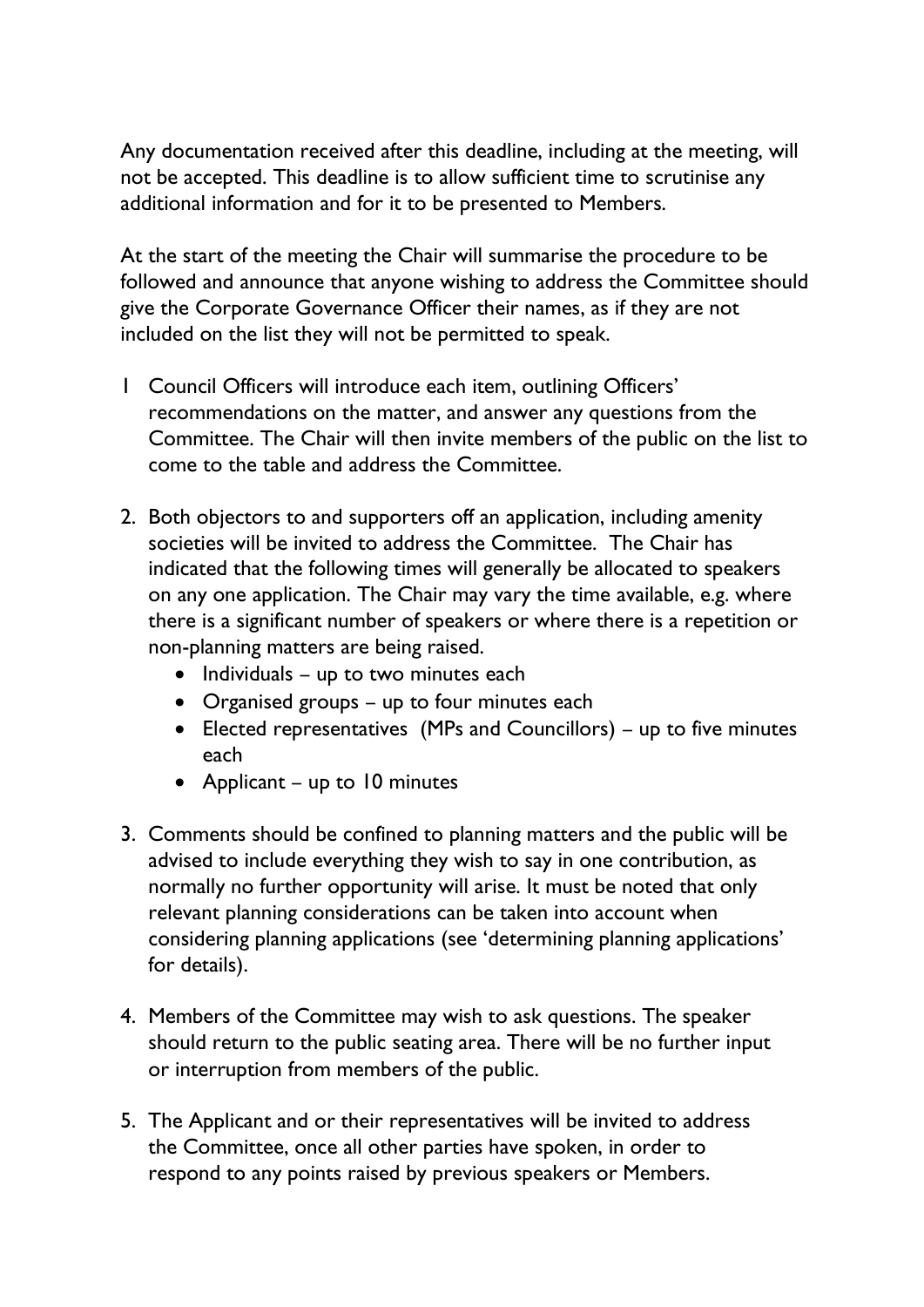Any documentation received after this deadline, including at the meeting, will not be accepted. This deadline is to allow sufficient time to scrutinise any additional information and for it to be presented to Members.

At the start of the meeting the Chair will summarise the procedure to be followed and announce that anyone wishing to address the Committee should give the Corporate Governance Officer their names, as if they are not included on the list they will not be permitted to speak.

1 Council Officers will introduce each item, outlining Officers' recommendations on the matter, and answer any questions from the Committee. The Chair will then invite members of the public on the list to come to the table and address the Committee.

2. Both objectors to and supporters off an application, including amenity societies will be invited to address the Committee. The Chair has indicated that the following times will generally be allocated to speakers on any one application. The Chair may vary the time available, e.g. where there is a significant number of speakers or where there is a repetition or non-planning matters are being raised.
   - Individuals – up to two minutes each
   - Organised groups – up to four minutes each
   - Elected representatives (MPs and Councillors) – up to five minutes each
   - Applicant – up to 10 minutes

3. Comments should be confined to planning matters and the public will be advised to include everything they wish to say in one contribution, as normally no further opportunity will arise. It must be noted that only relevant planning considerations can be taken into account when considering planning applications (see 'determining planning applications' for details).

4. Members of the Committee may wish to ask questions. The speaker should return to the public seating area. There will be no further input or interruption from members of the public.

5. The Applicant and or their representatives will be invited to address the Committee, once all other parties have spoken, in order to respond to any points raised by previous speakers or Members.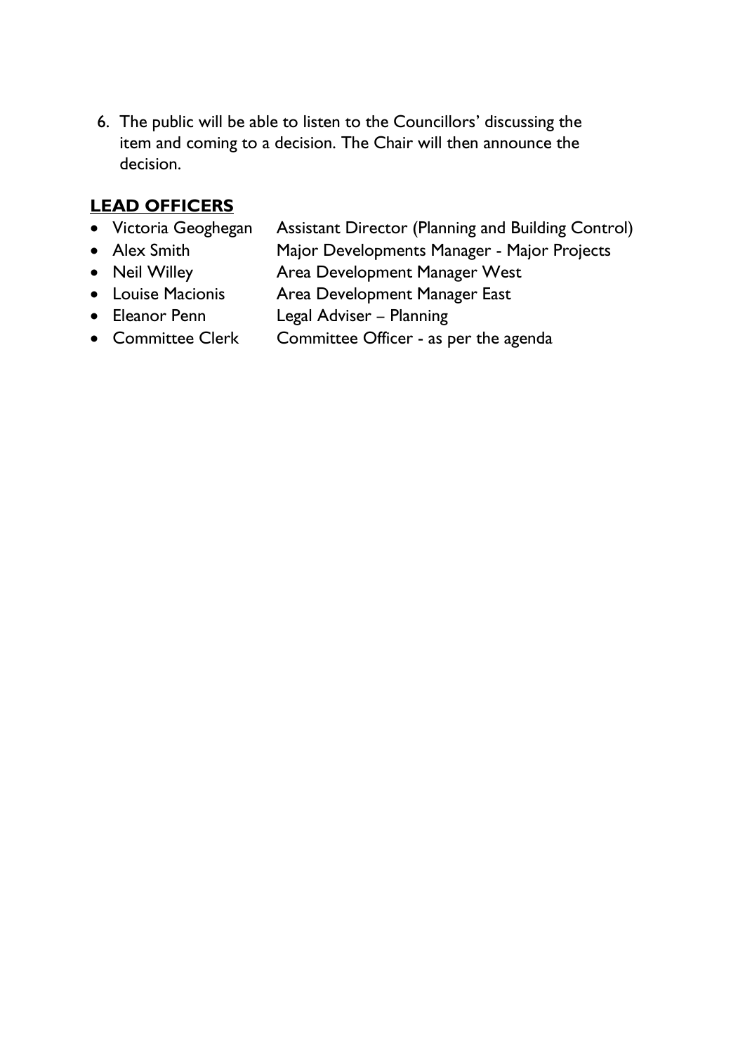6. The public will be able to listen to the Councillors' discussing the item and coming to a decision. The Chair will then announce the decision.

## LEAD OFFICERS

| | |
|---|---|
| • Victoria Geoghegan | Assistant Director (Planning and Building Control) |
| • Alex Smith | Major Developments Manager - Major Projects |
| • Neil Willey | Area Development Manager West |
| • Louise Macionis | Area Development Manager East |
| • Eleanor Penn | Legal Adviser – Planning |
| • Committee Clerk | Committee Officer - as per the agenda |